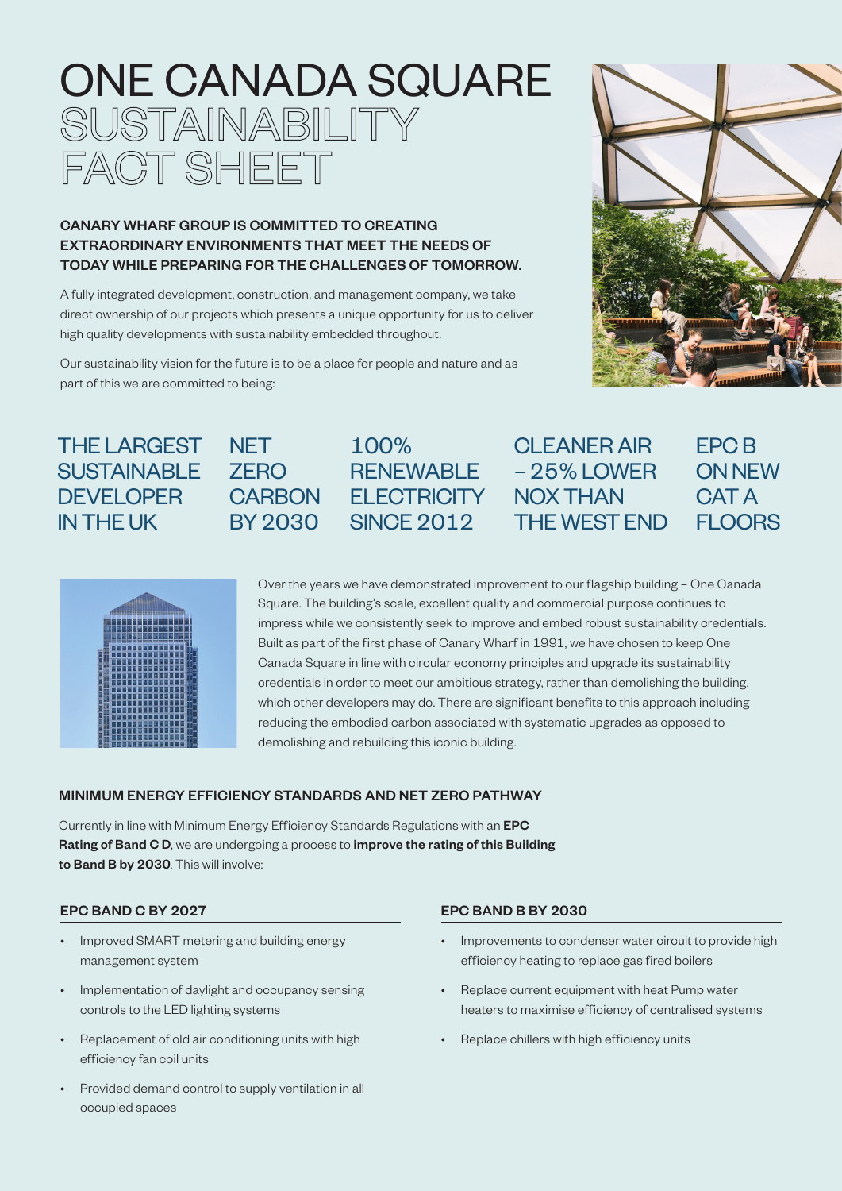# ONE CANADA SQUARE SUSTAINABILITY FACT SHEET

**CANARY WHARF GROUP IS COMMITTED TO CREATING EXTRAORDINARY ENVIRONMENTS THAT MEET THE NEEDS OF TODAY WHILE PREPARING FOR THE CHALLENGES OF TOMORROW.**

A fully integrated development, construction, and management company, we take direct ownership of our projects which presents a unique opportunity for us to deliver high quality developments with sustainability embedded throughout.

Our sustainability vision for the future is to be a place for people and nature and as part of this we are committed to being:

- THE LARGEST SUSTAINABLE DEVELOPER IN THE UK
- NET ZERO CARBON BY 2030
- 100% RENEWABLE ELECTRICITY SINCE 2012
- CLEANER AIR – 25% LOWER NOX THAN THE WEST END
- EPC B ON NEW CAT A FLOORS

Over the years we have demonstrated improvement to our flagship building – One Canada Square. The building's scale, excellent quality and commercial purpose continues to impress while we consistently seek to improve and embed robust sustainability credentials. Built as part of the first phase of Canary Wharf in 1991, we have chosen to keep One Canada Square in line with circular economy principles and upgrade its sustainability credentials in order to meet our ambitious strategy, rather than demolishing the building, which other developers may do. There are significant benefits to this approach including reducing the embodied carbon associated with systematic upgrades as opposed to demolishing and rebuilding this iconic building.

## MINIMUM ENERGY EFFICIENCY STANDARDS AND NET ZERO PATHWAY

Currently in line with Minimum Energy Efficiency Standards Regulations with an **EPC Rating of Band C D**, we are undergoing a process to **improve the rating of this Building to Band B by 2030**. This will involve:

### EPC BAND C BY 2027

- Improved SMART metering and building energy management system
- Implementation of daylight and occupancy sensing controls to the LED lighting systems
- Replacement of old air conditioning units with high efficiency fan coil units
- Provided demand control to supply ventilation in all occupied spaces

### EPC BAND B BY 2030

- Improvements to condenser water circuit to provide high efficiency heating to replace gas fired boilers
- Replace current equipment with heat Pump water heaters to maximise efficiency of centralised systems
- Replace chillers with high efficiency units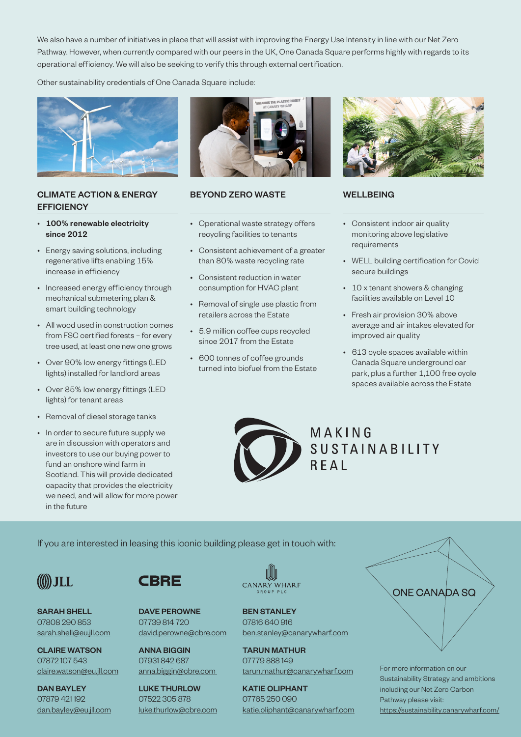We also have a number of initiatives in place that will assist with improving the Energy Use Intensity in line with our Net Zero Pathway. However, when currently compared with our peers in the UK, One Canada Square performs highly with regards to its operational efficiency. We will also be seeking to verify this through external certification.

Other sustainability credentials of One Canada Square include:

### CLIMATE ACTION & ENERGY EFFICIENCY

- **100% renewable electricity since 2012**
- Energy saving solutions, including regenerative lifts enabling 15% increase in efficiency
- Increased energy efficiency through mechanical submetering plan & smart building technology
- All wood used in construction comes from FSC certified forests – for every tree used, at least one new one grows
- Over 90% low energy fittings (LED lights) installed for landlord areas
- Over 85% low energy fittings (LED lights) for tenant areas
- Removal of diesel storage tanks
- In order to secure future supply we are in discussion with operators and investors to use our buying power to fund an onshore wind farm in Scotland. This will provide dedicated capacity that provides the electricity we need, and will allow for more power in the future

### BEYOND ZERO WASTE

- Operational waste strategy offers recycling facilities to tenants
- Consistent achievement of a greater than 80% waste recycling rate
- Consistent reduction in water consumption for HVAC plant
- Removal of single use plastic from retailers across the Estate
- 5.9 million coffee cups recycled since 2017 from the Estate
- 600 tonnes of coffee grounds turned into biofuel from the Estate

### WELLBEING

- Consistent indoor air quality monitoring above legislative requirements
- WELL building certification for Covid secure buildings
- 10 x tenant showers & changing facilities available on Level 10
- Fresh air provision 30% above average and air intakes elevated for improved air quality
- 613 cycle spaces available within Canada Square underground car park, plus a further 1,100 free cycle spaces available across the Estate

MAKING SUSTAINABILITY REAL

If you are interested in leasing this iconic building please get in touch with:

**JLL**

**SARAH SHELL**
07808 290 853
sarah.shell@eu.jll.com

**CLAIRE WATSON**
07872 107 543
claire.watson@eu.jll.com

**DAN BAYLEY**
07879 421 192
dan.bayley@eu.jll.com

**CBRE**

**DAVE PEROWNE**
07739 814 720
david.perowne@cbre.com

**ANNA BIGGIN**
07931 842 687
anna.biggin@cbre.com

**LUKE THURLOW**
07522 305 878
luke.thurlow@cbre.com

**CANARY WHARF GROUP PLC**

**BEN STANLEY**
07816 640 916
ben.stanley@canarywharf.com

**TARUN MATHUR**
07779 888 149
tarun.mathur@canarywharf.com

**KATIE OLIPHANT**
07765 250 090
katie.oliphant@canarywharf.com

ONE CANADA SQ

For more information on our Sustainability Strategy and ambitions including our Net Zero Carbon Pathway please visit:
https://sustainability.canarywharf.com/